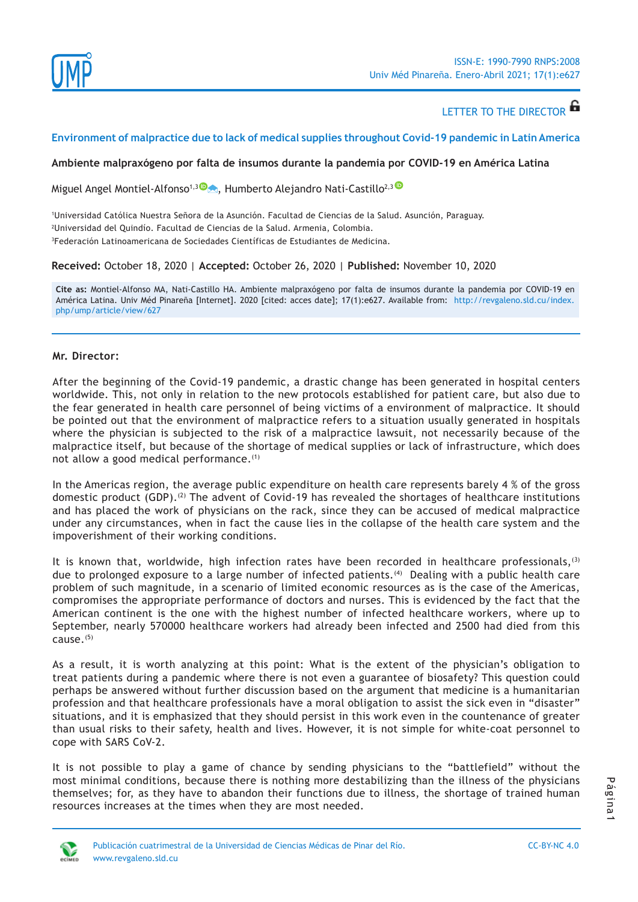LETTER TO THE DIRECTOR

# Environment of malpractice due to lack of medical supplies throughout Covid-19 pandemic in Latin America

## Ambiente malpraxógeno por falta de insumos durante la pandemia por COVID-19 en América Latina

Miguel Angel Montiel-Alfonso[1,3], Humberto Alejandro Nati-Castillo[2,3]

[1]Universidad Católica Nuestra Señora de la Asunción. Facultad de Ciencias de la Salud. Asunción, Paraguay.
[2]Universidad del Quindío. Facultad de Ciencias de la Salud. Armenia, Colombia.
[3]Federación Latinoamericana de Sociedades Científicas de Estudiantes de Medicina.

**Received:** October 18, 2020 | **Accepted:** October 26, 2020 | **Published:** November 10, 2020

**Cite as:** Montiel-Alfonso MA, Nati-Castillo HA. Ambiente malpraxógeno por falta de insumos durante la pandemia por COVID-19 en América Latina. Univ Méd Pinareña [Internet]. 2020 [cited: acces date]; 17(1):e627. Available from: http://revgaleno.sld.cu/index.php/ump/article/view/627

**Mr. Director:**

After the beginning of the Covid-19 pandemic, a drastic change has been generated in hospital centers worldwide. This, not only in relation to the new protocols established for patient care, but also due to the fear generated in health care personnel of being victims of a environment of malpractice. It should be pointed out that the environment of malpractice refers to a situation usually generated in hospitals where the physician is subjected to the risk of a malpractice lawsuit, not necessarily because of the malpractice itself, but because of the shortage of medical supplies or lack of infrastructure, which does not allow a good medical performance.[1]

In the Americas region, the average public expenditure on health care represents barely 4 % of the gross domestic product (GDP).[2] The advent of Covid-19 has revealed the shortages of healthcare institutions and has placed the work of physicians on the rack, since they can be accused of medical malpractice under any circumstances, when in fact the cause lies in the collapse of the health care system and the impoverishment of their working conditions.

It is known that, worldwide, high infection rates have been recorded in healthcare professionals,[3] due to prolonged exposure to a large number of infected patients.[4] Dealing with a public health care problem of such magnitude, in a scenario of limited economic resources as is the case of the Americas, compromises the appropriate performance of doctors and nurses. This is evidenced by the fact that the American continent is the one with the highest number of infected healthcare workers, where up to September, nearly 570000 healthcare workers had already been infected and 2500 had died from this cause.[5]

As a result, it is worth analyzing at this point: What is the extent of the physician's obligation to treat patients during a pandemic where there is not even a guarantee of biosafety? This question could perhaps be answered without further discussion based on the argument that medicine is a humanitarian profession and that healthcare professionals have a moral obligation to assist the sick even in "disaster" situations, and it is emphasized that they should persist in this work even in the countenance of greater than usual risks to their safety, health and lives. However, it is not simple for white-coat personnel to cope with SARS CoV-2.

It is not possible to play a game of chance by sending physicians to the "battlefield" without the most minimal conditions, because there is nothing more destabilizing than the illness of the physicians themselves; for, as they have to abandon their functions due to illness, the shortage of trained human resources increases at the times when they are most needed.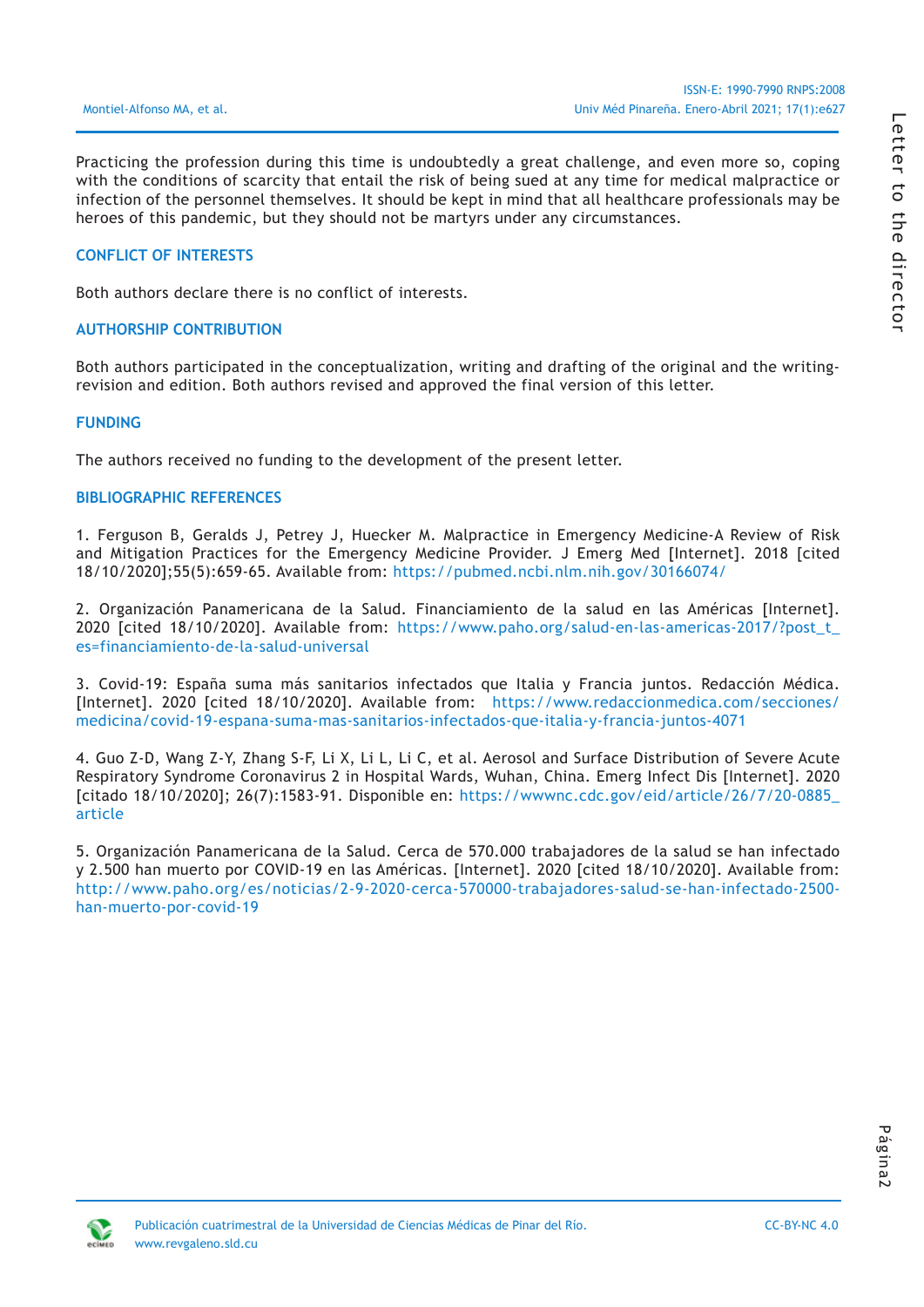Practicing the profession during this time is undoubtedly a great challenge, and even more so, coping with the conditions of scarcity that entail the risk of being sued at any time for medical malpractice or infection of the personnel themselves. It should be kept in mind that all healthcare professionals may be heroes of this pandemic, but they should not be martyrs under any circumstances.

## CONFLICT OF INTERESTS

Both authors declare there is no conflict of interests.

## AUTHORSHIP CONTRIBUTION

Both authors participated in the conceptualization, writing and drafting of the original and the writing-revision and edition. Both authors revised and approved the final version of this letter.

## FUNDING

The authors received no funding to the development of the present letter.

## BIBLIOGRAPHIC REFERENCES

1. Ferguson B, Geralds J, Petrey J, Huecker M. Malpractice in Emergency Medicine-A Review of Risk and Mitigation Practices for the Emergency Medicine Provider. J Emerg Med [Internet]. 2018 [cited 18/10/2020];55(5):659-65. Available from: https://pubmed.ncbi.nlm.nih.gov/30166074/

2. Organización Panamericana de la Salud. Financiamiento de la salud en las Américas [Internet]. 2020 [cited 18/10/2020]. Available from: https://www.paho.org/salud-en-las-americas-2017/?post_t_es=financiamiento-de-la-salud-universal

3. Covid-19: España suma más sanitarios infectados que Italia y Francia juntos. Redacción Médica. [Internet]. 2020 [cited 18/10/2020]. Available from: https://www.redaccionmedica.com/secciones/medicina/covid-19-espana-suma-mas-sanitarios-infectados-que-italia-y-francia-juntos-4071

4. Guo Z-D, Wang Z-Y, Zhang S-F, Li X, Li L, Li C, et al. Aerosol and Surface Distribution of Severe Acute Respiratory Syndrome Coronavirus 2 in Hospital Wards, Wuhan, China. Emerg Infect Dis [Internet]. 2020 [citado 18/10/2020]; 26(7):1583-91. Disponible en: https://wwwnc.cdc.gov/eid/article/26/7/20-0885_article

5. Organización Panamericana de la Salud. Cerca de 570.000 trabajadores de la salud se han infectado y 2.500 han muerto por COVID-19 en las Américas. [Internet]. 2020 [cited 18/10/2020]. Available from: http://www.paho.org/es/noticias/2-9-2020-cerca-570000-trabajadores-salud-se-han-infectado-2500-han-muerto-por-covid-19